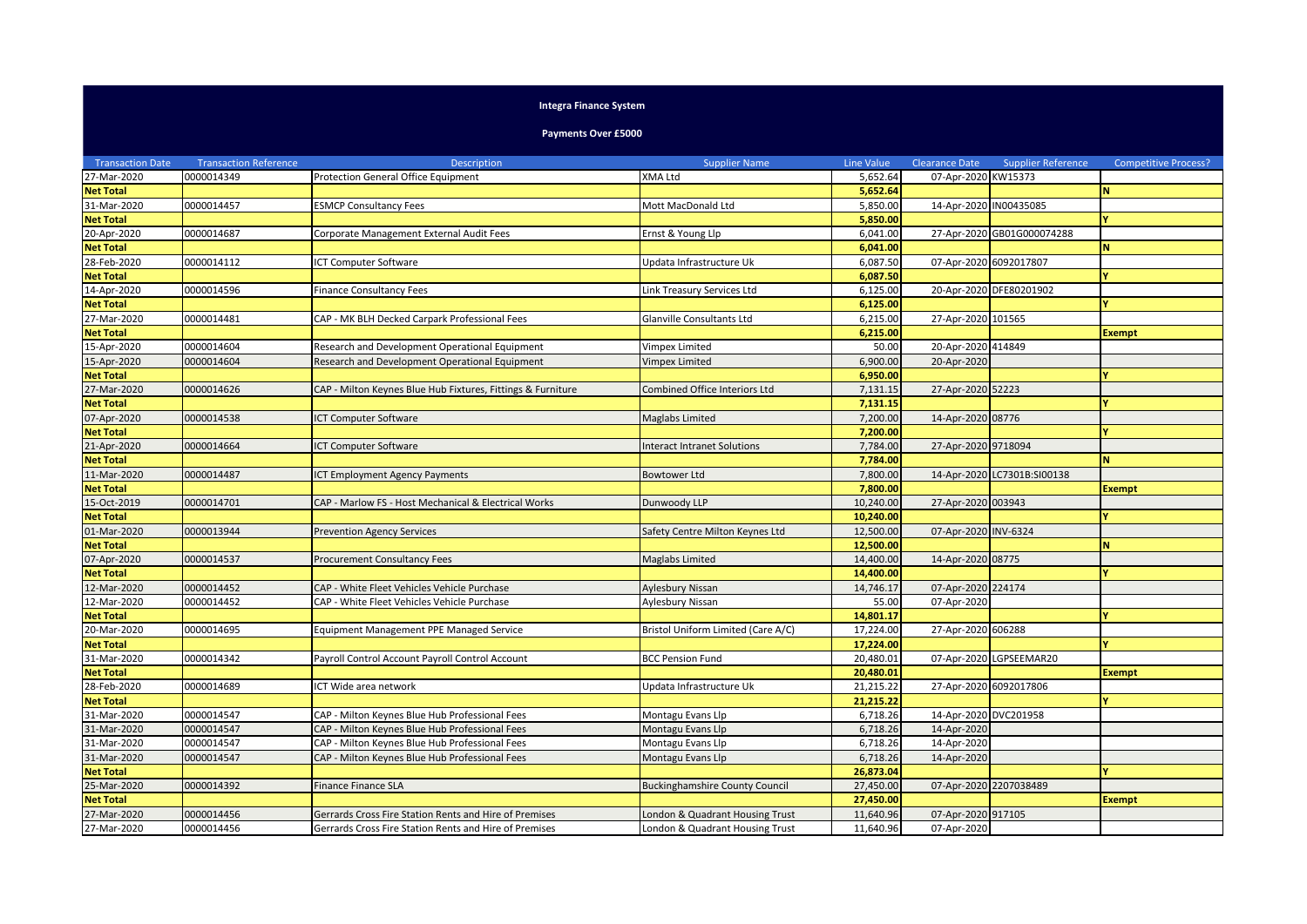**Integra Finance System**

**Payments Over £5000**

| Transaction Date | Transaction Reference | Description | Supplier Name | Line Value | Clearance Date | Supplier Reference | Competitive Process? |
|---|---|---|---|---|---|---|---|
| 27-Mar-2020 | 0000014349 | Protection General Office Equipment | XMA Ltd | 5,652.64 | 07-Apr-2020 | KW15373 | |
| **Net Total** | | | | **5,652.64** | | | **N** |
| 31-Mar-2020 | 0000014457 | ESMCP Consultancy Fees | Mott MacDonald Ltd | 5,850.00 | 14-Apr-2020 | IN00435085 | |
| **Net Total** | | | | **5,850.00** | | | **Y** |
| 20-Apr-2020 | 0000014687 | Corporate Management External Audit Fees | Ernst & Young Llp | 6,041.00 | 27-Apr-2020 | GB01G000074288 | |
| **Net Total** | | | | **6,041.00** | | | **N** |
| 28-Feb-2020 | 0000014112 | ICT Computer Software | Updata Infrastructure Uk | 6,087.50 | 07-Apr-2020 | 6092017807 | |
| **Net Total** | | | | **6,087.50** | | | **Y** |
| 14-Apr-2020 | 0000014596 | Finance Consultancy Fees | Link Treasury Services Ltd | 6,125.00 | 20-Apr-2020 | DFE80201902 | |
| **Net Total** | | | | **6,125.00** | | | **Y** |
| 27-Mar-2020 | 0000014481 | CAP - MK BLH Decked Carpark Professional Fees | Glanville Consultants Ltd | 6,215.00 | 27-Apr-2020 | 101565 | |
| **Net Total** | | | | **6,215.00** | | | **Exempt** |
| 15-Apr-2020 | 0000014604 | Research and Development Operational Equipment | Vimpex Limited | 50.00 | 20-Apr-2020 | 414849 | |
| 15-Apr-2020 | 0000014604 | Research and Development Operational Equipment | Vimpex Limited | 6,900.00 | 20-Apr-2020 | | |
| **Net Total** | | | | **6,950.00** | | | **Y** |
| 27-Mar-2020 | 0000014626 | CAP - Milton Keynes Blue Hub Fixtures, Fittings & Furniture | Combined Office Interiors Ltd | 7,131.15 | 27-Apr-2020 | 52223 | |
| **Net Total** | | | | **7,131.15** | | | **Y** |
| 07-Apr-2020 | 0000014538 | ICT Computer Software | Maglabs Limited | 7,200.00 | 14-Apr-2020 | 08776 | |
| **Net Total** | | | | **7,200.00** | | | **Y** |
| 21-Apr-2020 | 0000014664 | ICT Computer Software | Interact Intranet Solutions | 7,784.00 | 27-Apr-2020 | 9718094 | |
| **Net Total** | | | | **7,784.00** | | | **N** |
| 11-Mar-2020 | 0000014487 | ICT Employment Agency Payments | Bowtower Ltd | 7,800.00 | 14-Apr-2020 | LC7301B:SI00138 | |
| **Net Total** | | | | **7,800.00** | | | **Exempt** |
| 15-Oct-2019 | 0000014701 | CAP - Marlow FS - Host Mechanical & Electrical Works | Dunwoody LLP | 10,240.00 | 27-Apr-2020 | 003943 | |
| **Net Total** | | | | **10,240.00** | | | **Y** |
| 01-Mar-2020 | 0000013944 | Prevention Agency Services | Safety Centre Milton Keynes Ltd | 12,500.00 | 07-Apr-2020 | INV-6324 | |
| **Net Total** | | | | **12,500.00** | | | **N** |
| 07-Apr-2020 | 0000014537 | Procurement Consultancy Fees | Maglabs Limited | 14,400.00 | 14-Apr-2020 | 08775 | |
| **Net Total** | | | | **14,400.00** | | | **Y** |
| 12-Mar-2020 | 0000014452 | CAP - White Fleet Vehicles Vehicle Purchase | Aylesbury Nissan | 14,746.17 | 07-Apr-2020 | 224174 | |
| 12-Mar-2020 | 0000014452 | CAP - White Fleet Vehicles Vehicle Purchase | Aylesbury Nissan | 55.00 | 07-Apr-2020 | | |
| **Net Total** | | | | **14,801.17** | | | **Y** |
| 20-Mar-2020 | 0000014695 | Equipment Management PPE Managed Service | Bristol Uniform Limited (Care A/C) | 17,224.00 | 27-Apr-2020 | 606288 | |
| **Net Total** | | | | **17,224.00** | | | **Y** |
| 31-Mar-2020 | 0000014342 | Payroll Control Account Payroll Control Account | BCC Pension Fund | 20,480.01 | 07-Apr-2020 | LGPSEEMAR20 | |
| **Net Total** | | | | **20,480.01** | | | **Exempt** |
| 28-Feb-2020 | 0000014689 | ICT Wide area network | Updata Infrastructure Uk | 21,215.22 | 27-Apr-2020 | 6092017806 | |
| **Net Total** | | | | **21,215.22** | | | **Y** |
| 31-Mar-2020 | 0000014547 | CAP - Milton Keynes Blue Hub Professional Fees | Montagu Evans Llp | 6,718.26 | 14-Apr-2020 | DVC201958 | |
| 31-Mar-2020 | 0000014547 | CAP - Milton Keynes Blue Hub Professional Fees | Montagu Evans Llp | 6,718.26 | 14-Apr-2020 | | |
| 31-Mar-2020 | 0000014547 | CAP - Milton Keynes Blue Hub Professional Fees | Montagu Evans Llp | 6,718.26 | 14-Apr-2020 | | |
| 31-Mar-2020 | 0000014547 | CAP - Milton Keynes Blue Hub Professional Fees | Montagu Evans Llp | 6,718.26 | 14-Apr-2020 | | |
| **Net Total** | | | | **26,873.04** | | | **Y** |
| 25-Mar-2020 | 0000014392 | Finance Finance SLA | Buckinghamshire County Council | 27,450.00 | 07-Apr-2020 | 2207038489 | |
| **Net Total** | | | | **27,450.00** | | | **Exempt** |
| 27-Mar-2020 | 0000014456 | Gerrards Cross Fire Station Rents and Hire of Premises | London & Quadrant Housing Trust | 11,640.96 | 07-Apr-2020 | 917105 | |
| 27-Mar-2020 | 0000014456 | Gerrards Cross Fire Station Rents and Hire of Premises | London & Quadrant Housing Trust | 11,640.96 | 07-Apr-2020 | | |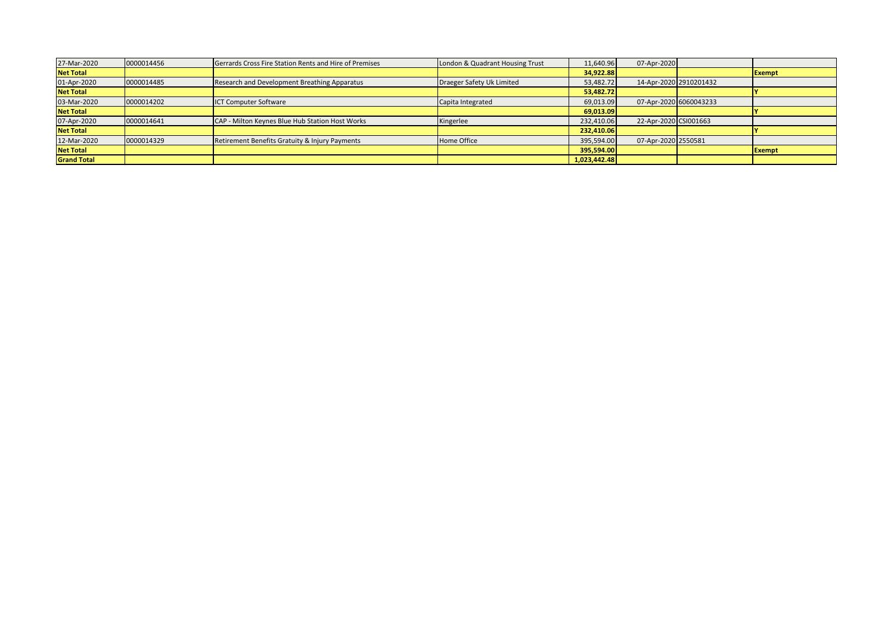| | | | | | | | |
|---|---|---|---|---|---|---|---|
| 27-Mar-2020 | 0000014456 | Gerrards Cross Fire Station Rents and Hire of Premises | London & Quadrant Housing Trust | 11,640.96 | 07-Apr-2020 | | |
| **Net Total** | | | | **34,922.88** | | | **Exempt** |
| 01-Apr-2020 | 0000014485 | Research and Development Breathing Apparatus | Draeger Safety Uk Limited | 53,482.72 | 14-Apr-2020 | 2910201432 | |
| **Net Total** | | | | **53,482.72** | | | **Y** |
| 03-Mar-2020 | 0000014202 | ICT Computer Software | Capita Integrated | 69,013.09 | 07-Apr-2020 | 6060043233 | |
| **Net Total** | | | | **69,013.09** | | | **Y** |
| 07-Apr-2020 | 0000014641 | CAP - Milton Keynes Blue Hub Station Host Works | Kingerlee | 232,410.06 | 22-Apr-2020 | CSI001663 | |
| **Net Total** | | | | **232,410.06** | | | **Y** |
| 12-Mar-2020 | 0000014329 | Retirement Benefits Gratuity & Injury Payments | Home Office | 395,594.00 | 07-Apr-2020 | 2550581 | |
| **Net Total** | | | | **395,594.00** | | | **Exempt** |
| **Grand Total** | | | | **1,023,442.48** | | | |